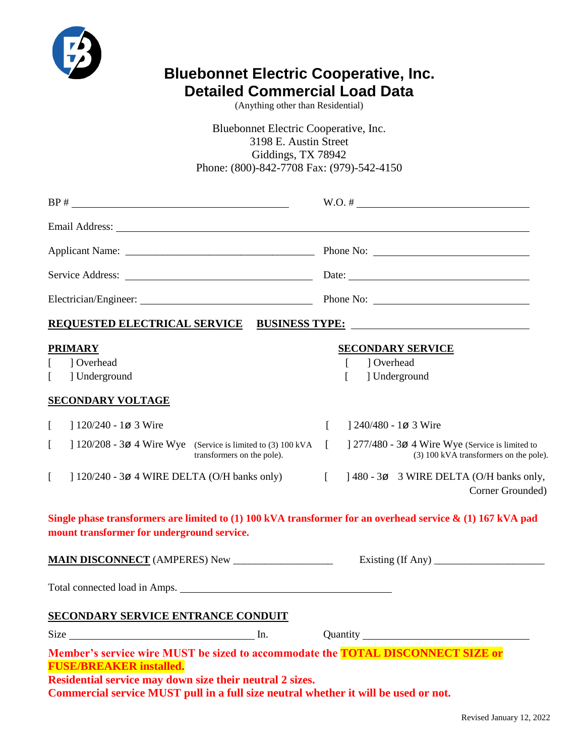# Bluebonnet Electric Cooperative, Inc.
## Detailed Commercial Load Data

(Anything other than Residential)

Bluebonnet Electric Cooperative, Inc.
3198 E. Austin Street
Giddings, TX 78942
Phone: (800)-842-7708 Fax: (979)-542-4150

BP # ______________________ W.O. # ______________________

Email Address: ______________________

Applicant Name: ______________________ Phone No: ______________________

Service Address: ______________________ Date: ______________________

Electrician/Engineer: ______________________ Phone No: ______________________

**REQUESTED ELECTRICAL SERVICE** **BUSINESS TYPE:** ______________________

**PRIMARY**

[ ] Overhead
[ ] Underground

**SECONDARY SERVICE**

[ ] Overhead
[ ] Underground

**SECONDARY VOLTAGE**

[ ] 120/240 - 1ø 3 Wire

[ ] 240/480 - 1ø 3 Wire

[ ] 120/208 - 3ø 4 Wire Wye (Service is limited to (3) 100 kVA transformers on the pole).

[ ] 277/480 - 3ø 4 Wire Wye (Service is limited to (3) 100 kVA transformers on the pole).

[ ] 120/240 - 3ø 4 WIRE DELTA (O/H banks only)

[ ] 480 - 3ø 3 WIRE DELTA (O/H banks only, Corner Grounded)

**Single phase transformers are limited to (1) 100 kVA transformer for an overhead service & (1) 167 kVA pad mount transformer for underground service.**

**MAIN DISCONNECT** (AMPERES) New ______________________ Existing (If Any) ______________________

Total connected load in Amps. ______________________

**SECONDARY SERVICE ENTRANCE CONDUIT**

Size ______________________ In. Quantity ______________________

**Member's service wire MUST be sized to accommodate the TOTAL DISCONNECT SIZE or FUSE/BREAKER installed.**
**Residential service may down size their neutral 2 sizes.**
**Commercial service MUST pull in a full size neutral whether it will be used or not.**

Revised January 12, 2022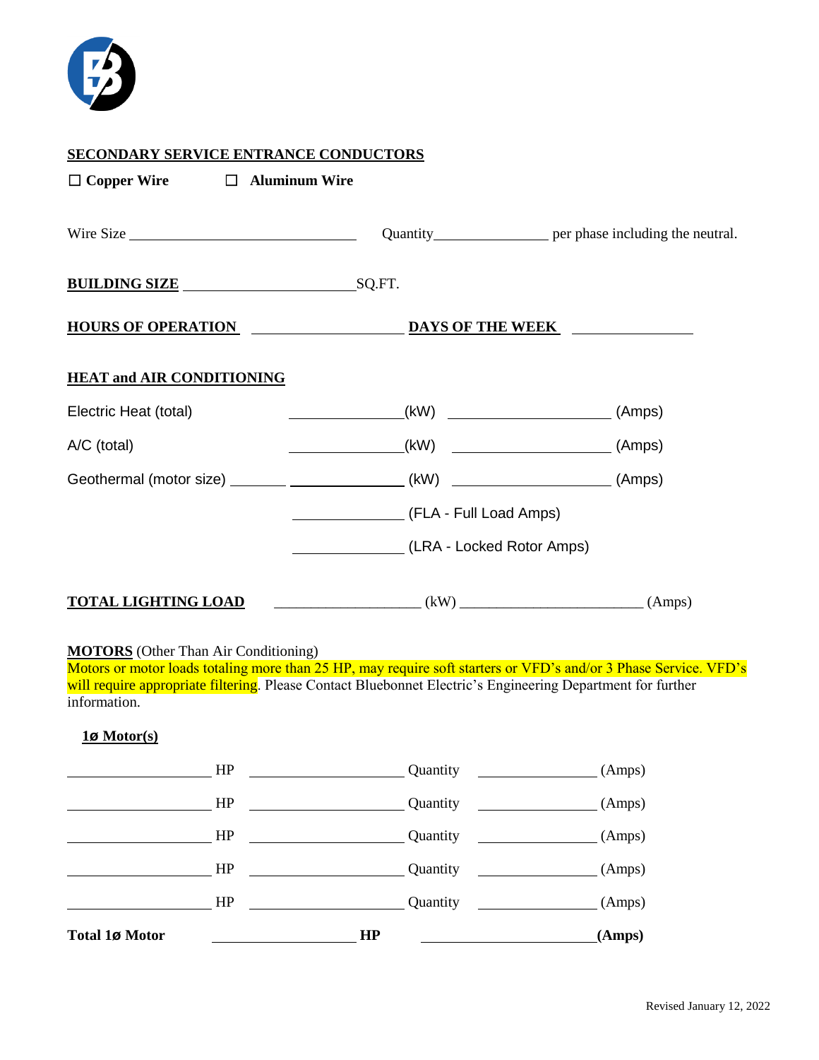**SECONDARY SERVICE ENTRANCE CONDUCTORS**

☐ **Copper Wire** ☐ **Aluminum Wire**

Wire Size ______________________ Quantity ______________ per phase including the neutral.

**BUILDING SIZE** ____________________ SQ.FT.

**HOURS OF OPERATION** ________________ **DAYS OF THE WEEK** ______________

**HEAT and AIR CONDITIONING**

Electric Heat (total) ______________ (kW) ____________________ (Amps)

A/C (total) ______________ (kW) ____________________ (Amps)

Geothermal (motor size) _______ ______________ (kW) ____________________ (Amps)

______________ (FLA - Full Load Amps)

______________ (LRA - Locked Rotor Amps)

**TOTAL LIGHTING LOAD** __________________ (kW) ______________________ (Amps)

**MOTORS** (Other Than Air Conditioning)

Motors or motor loads totaling more than 25 HP, may require soft starters or VFD's and/or 3 Phase Service. VFD's will require appropriate filtering. Please Contact Bluebonnet Electric's Engineering Department for further information.

**1ø Motor(s)**

________________ HP ________________ Quantity ______________ (Amps)

________________ HP ________________ Quantity ______________ (Amps)

________________ HP ________________ Quantity ______________ (Amps)

________________ HP ________________ Quantity ______________ (Amps)

________________ HP ________________ Quantity ______________ (Amps)

**Total 1ø Motor** ________________ **HP** ____________________ **(Amps)**

Revised January 12, 2022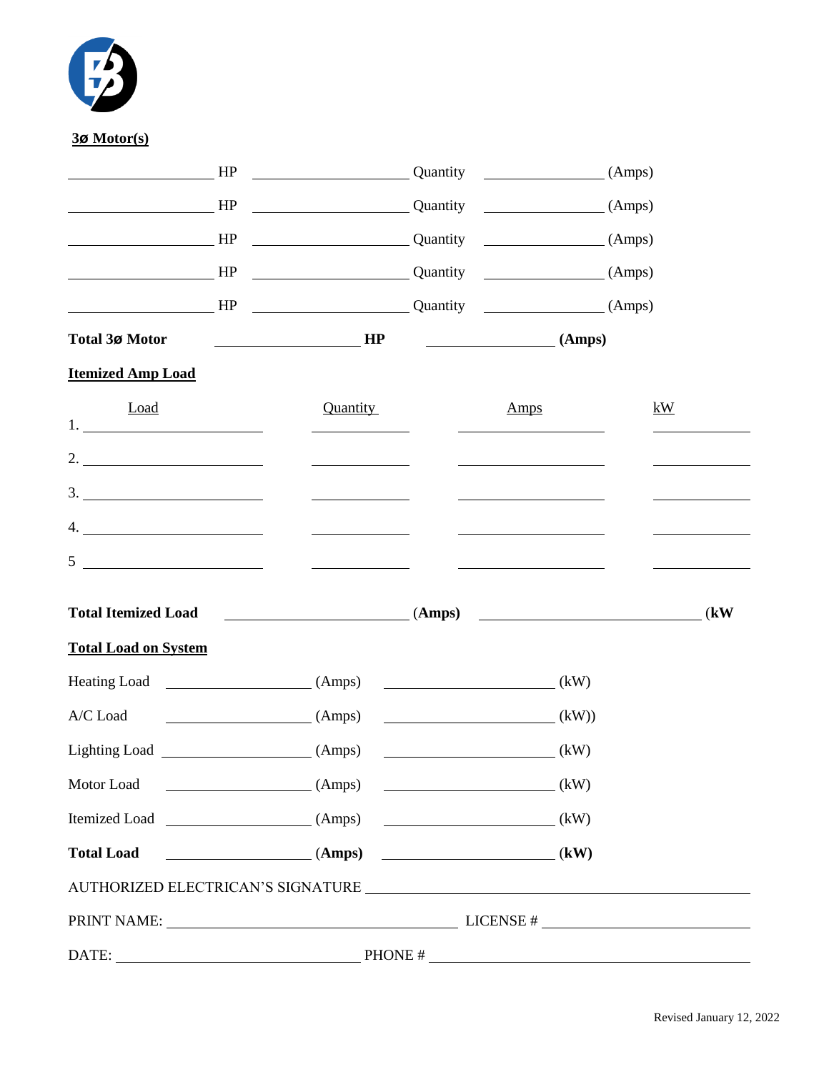**3ø Motor(s)**

| | | | | | |
|---|---|---|---|---|---|
| | HP | | Quantity | | (Amps) |
| | HP | | Quantity | | (Amps) |
| | HP | | Quantity | | (Amps) |
| | HP | | Quantity | | (Amps) |
| | HP | | Quantity | | (Amps) |

**Total 3ø Motor** ____________ **HP** ____________ **(Amps)**

**Itemized Amp Load**

| Load | Quantity | Amps | kW |
|---|---|---|---|
| 1. | | | |
| 2. | | | |
| 3. | | | |
| 4. | | | |
| 5 | | | |

**Total Itemized Load** ____________ (**Amps)** ____________ (**kW**

**Total Load on System**

| | | | | |
|---|---|---|---|---|
| Heating Load | | (Amps) | | (kW) |
| A/C Load | | (Amps) | | (kW)) |
| Lighting Load | | (Amps) | | (kW) |
| Motor Load | | (Amps) | | (kW) |
| Itemized Load | | (Amps) | | (kW) |
| **Total Load** | | **(Amps)** | | **(kW)** |

AUTHORIZED ELECTRICAN'S SIGNATURE ____________

PRINT NAME: ____________ LICENSE # ____________

DATE: ____________ PHONE # ____________

Revised January 12, 2022